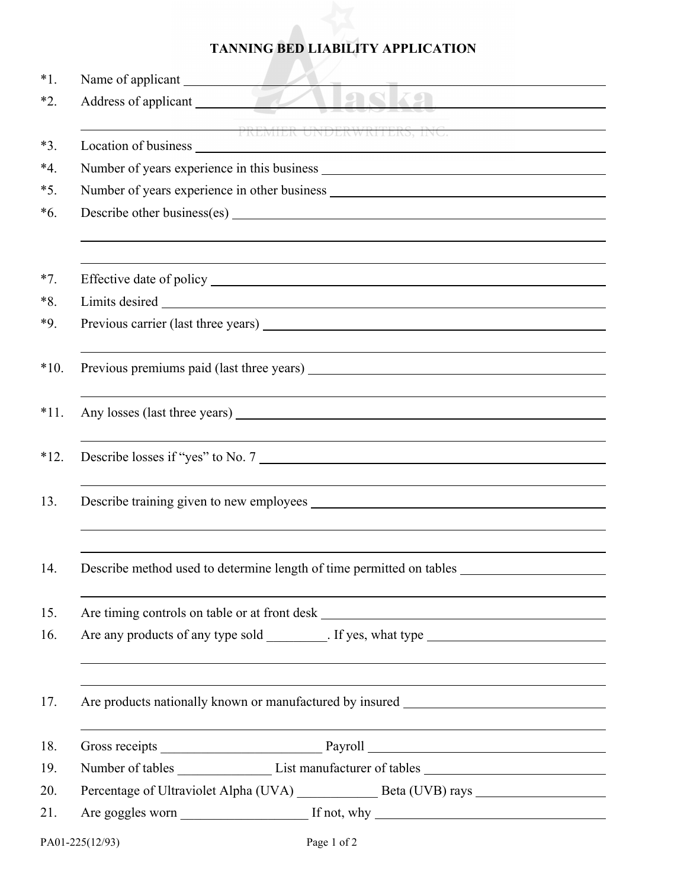# TANNING BED LIABILITY APPLICATION

*1. Name of applicant ______________________________

*2. Address of applicant ______________________________

______________________________

*3. Location of business ______________________________

*4. Number of years experience in this business ______________________________

*5. Number of years experience in other business ______________________________

*6. Describe other business(es) ______________________________

______________________________

______________________________

*7. Effective date of policy ______________________________

*8. Limits desired ______________________________

*9. Previous carrier (last three years) ______________________________

______________________________

*10. Previous premiums paid (last three years) ______________________________

______________________________

*11. Any losses (last three years) ______________________________

______________________________

*12. Describe losses if "yes" to No. 7 ______________________________

______________________________

13. Describe training given to new employees ______________________________

______________________________

______________________________

14. Describe method used to determine length of time permitted on tables ______________________________

______________________________

15. Are timing controls on table or at front desk ______________________________

16. Are any products of any type sold _________. If yes, what type ______________________________

______________________________

______________________________

17. Are products nationally known or manufactured by insured ______________________________

______________________________

18. Gross receipts ______________________ Payroll ______________________________

19. Number of tables ______________ List manufacturer of tables ______________________________

20. Percentage of Ultraviolet Alpha (UVA) ____________ Beta (UVB) rays ______________________________

21. Are goggles worn ___________________ If not, why ______________________________

PA01-225(12/93)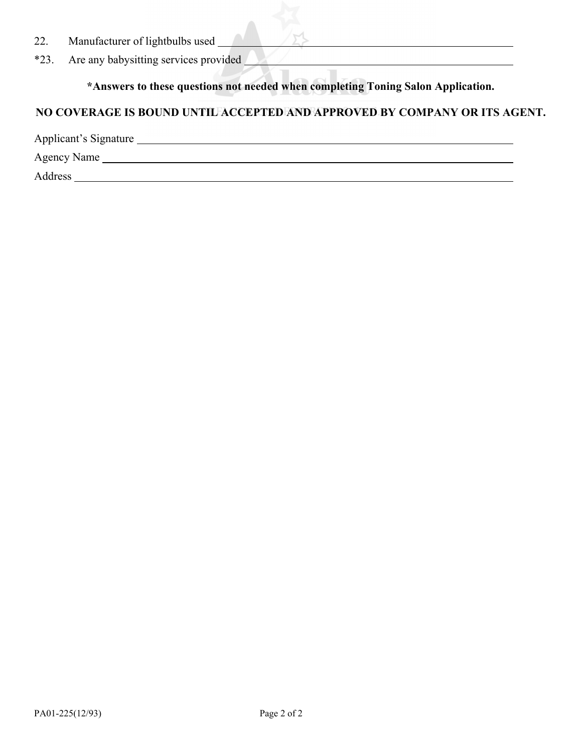22. Manufacturer of lightbulbs used ______________________________

*23. Are any babysitting services provided ______________________________

**\*Answers to these questions not needed when completing Toning Salon Application.**

**NO COVERAGE IS BOUND UNTIL ACCEPTED AND APPROVED BY COMPANY OR ITS AGENT.**

Applicant's Signature ______________________________

Agency Name ______________________________

Address ______________________________

PA01-225(12/93)